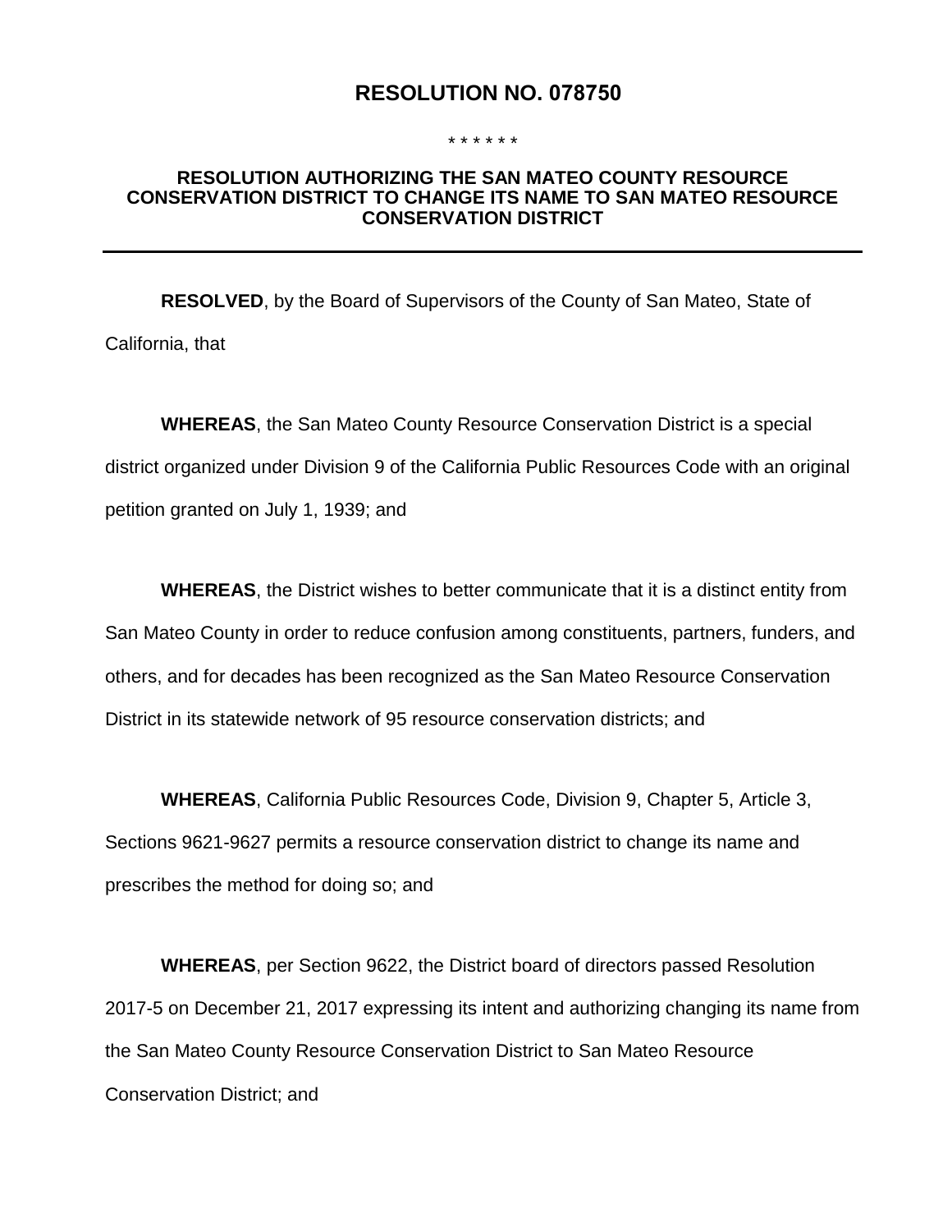# RESOLUTION NO. 078750

* * * * * *

## RESOLUTION AUTHORIZING THE SAN MATEO COUNTY RESOURCE CONSERVATION DISTRICT TO CHANGE ITS NAME TO SAN MATEO RESOURCE CONSERVATION DISTRICT

---

**RESOLVED**, by the Board of Supervisors of the County of San Mateo, State of California, that

**WHEREAS**, the San Mateo County Resource Conservation District is a special district organized under Division 9 of the California Public Resources Code with an original petition granted on July 1, 1939; and

**WHEREAS**, the District wishes to better communicate that it is a distinct entity from San Mateo County in order to reduce confusion among constituents, partners, funders, and others, and for decades has been recognized as the San Mateo Resource Conservation District in its statewide network of 95 resource conservation districts; and

**WHEREAS**, California Public Resources Code, Division 9, Chapter 5, Article 3, Sections 9621-9627 permits a resource conservation district to change its name and prescribes the method for doing so; and

**WHEREAS**, per Section 9622, the District board of directors passed Resolution 2017-5 on December 21, 2017 expressing its intent and authorizing changing its name from the San Mateo County Resource Conservation District to San Mateo Resource Conservation District; and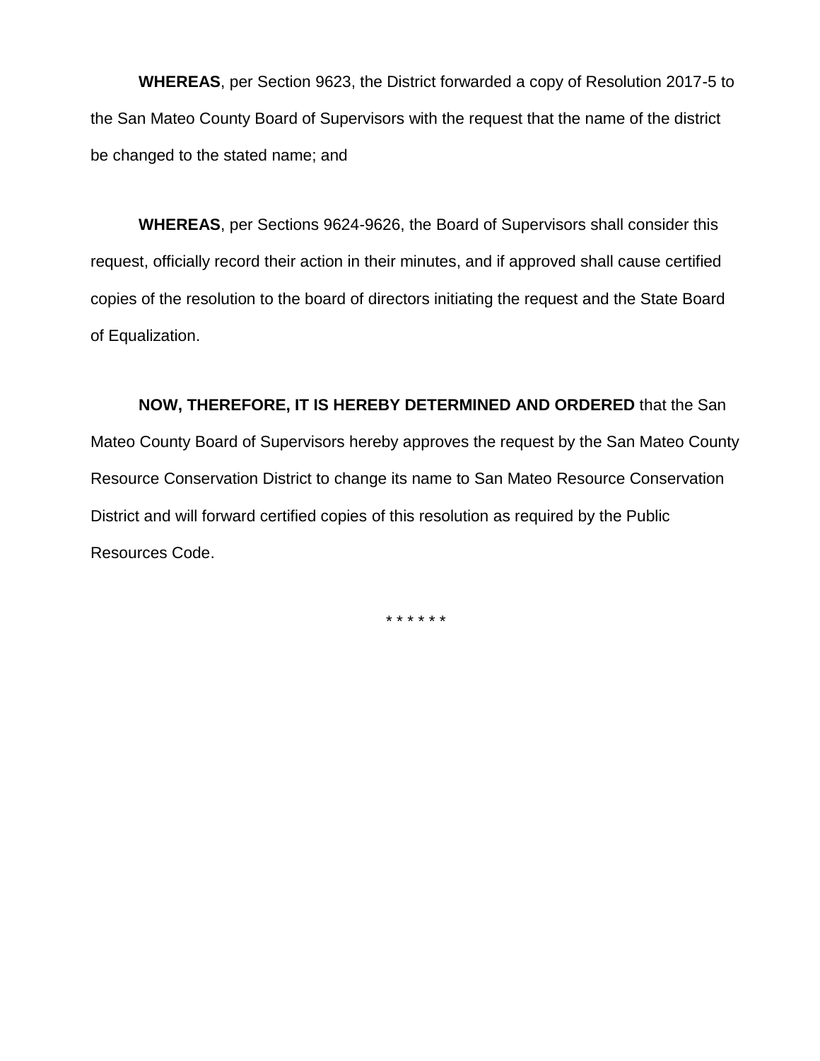**WHEREAS**, per Section 9623, the District forwarded a copy of Resolution 2017-5 to the San Mateo County Board of Supervisors with the request that the name of the district be changed to the stated name; and

**WHEREAS**, per Sections 9624-9626, the Board of Supervisors shall consider this request, officially record their action in their minutes, and if approved shall cause certified copies of the resolution to the board of directors initiating the request and the State Board of Equalization.

**NOW, THEREFORE, IT IS HEREBY DETERMINED AND ORDERED** that the San Mateo County Board of Supervisors hereby approves the request by the San Mateo County Resource Conservation District to change its name to San Mateo Resource Conservation District and will forward certified copies of this resolution as required by the Public Resources Code.

* * * * * *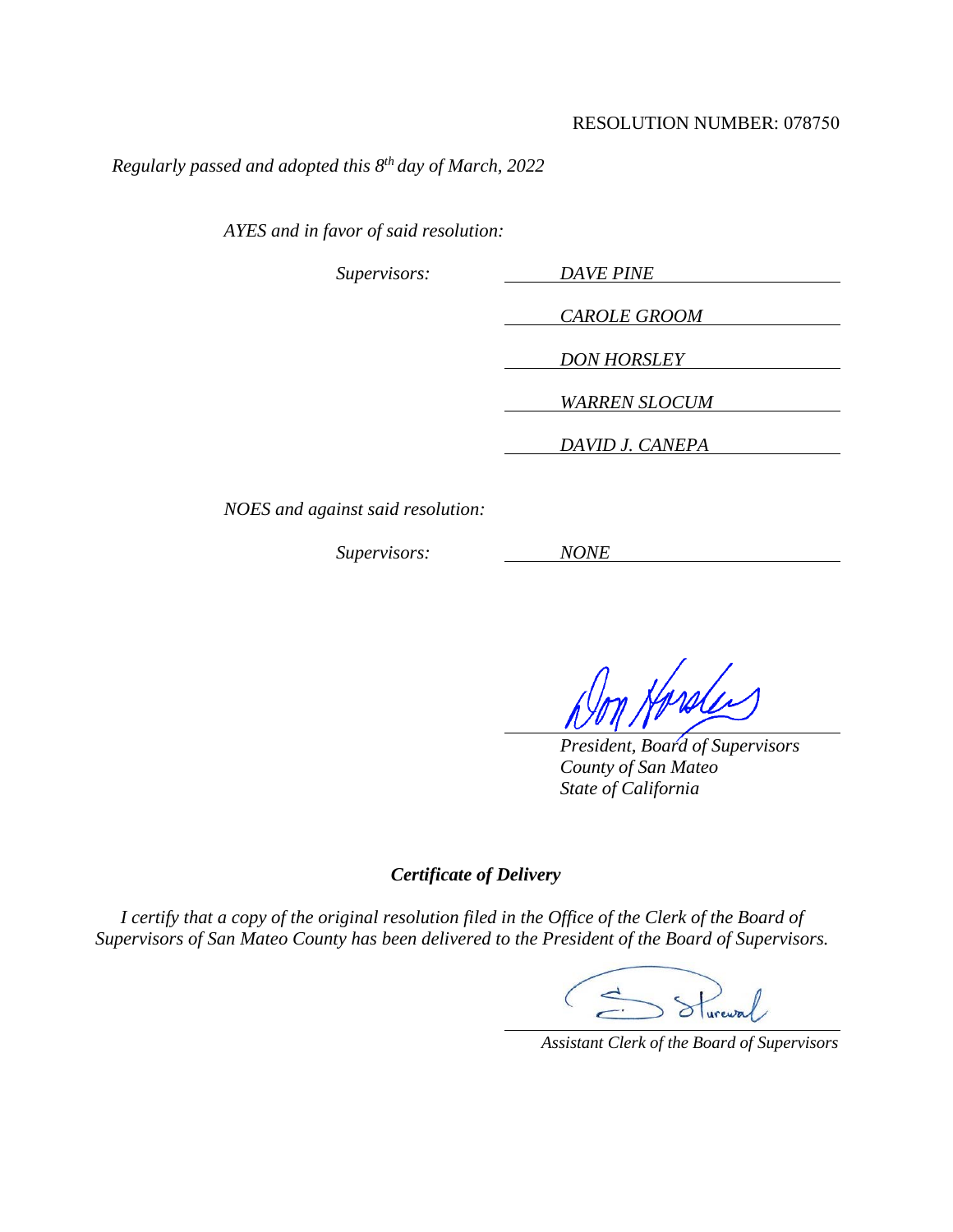RESOLUTION NUMBER: 078750

*Regularly passed and adopted this 8th day of March, 2022*

*AYES and in favor of said resolution:*

*Supervisors:* *DAVE PINE*

*CAROLE GROOM*

*DON HORSLEY*

*WARREN SLOCUM*

*DAVID J. CANEPA*

*NOES and against said resolution:*

*Supervisors:* *NONE*

*President, Board of Supervisors*
*County of San Mateo*
*State of California*

***Certificate of Delivery***

*I certify that a copy of the original resolution filed in the Office of the Clerk of the Board of Supervisors of San Mateo County has been delivered to the President of the Board of Supervisors.*

*Assistant Clerk of the Board of Supervisors*